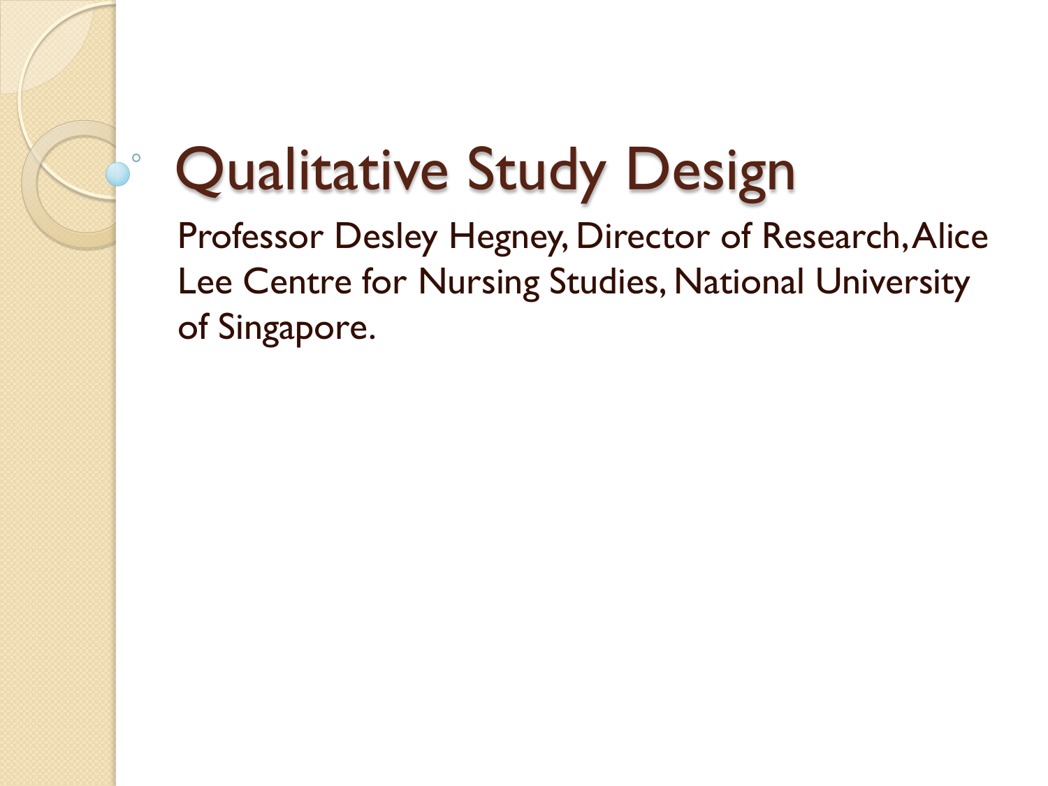# Qualitative Study Design

Professor Desley Hegney, Director of Research, Alice Lee Centre for Nursing Studies, National University of Singapore.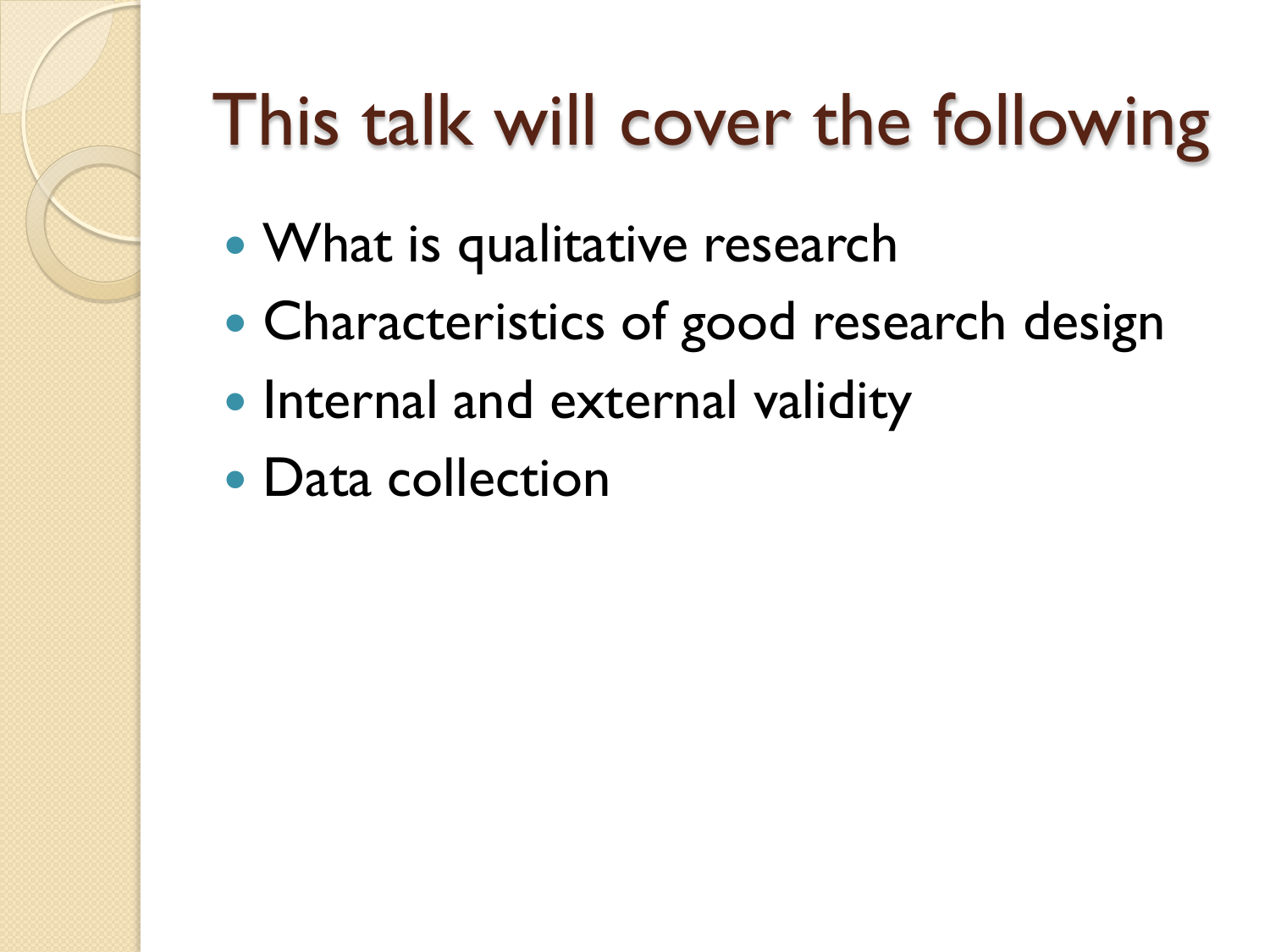# This talk will cover the following

- What is qualitative research
- Characteristics of good research design
- Internal and external validity
- Data collection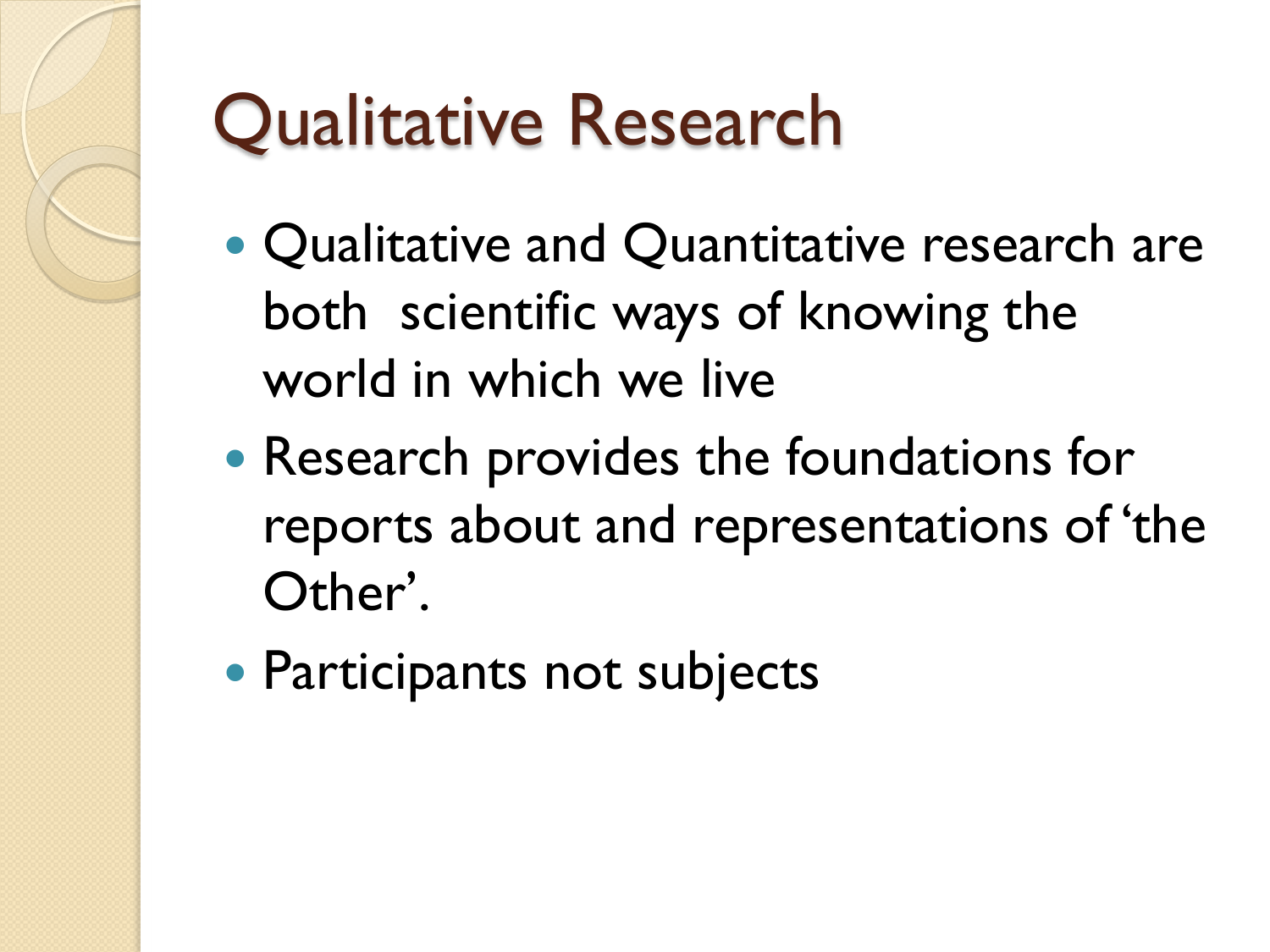# Qualitative Research

- Qualitative and Quantitative research are both scientific ways of knowing the world in which we live
- Research provides the foundations for reports about and representations of 'the Other'.
- Participants not subjects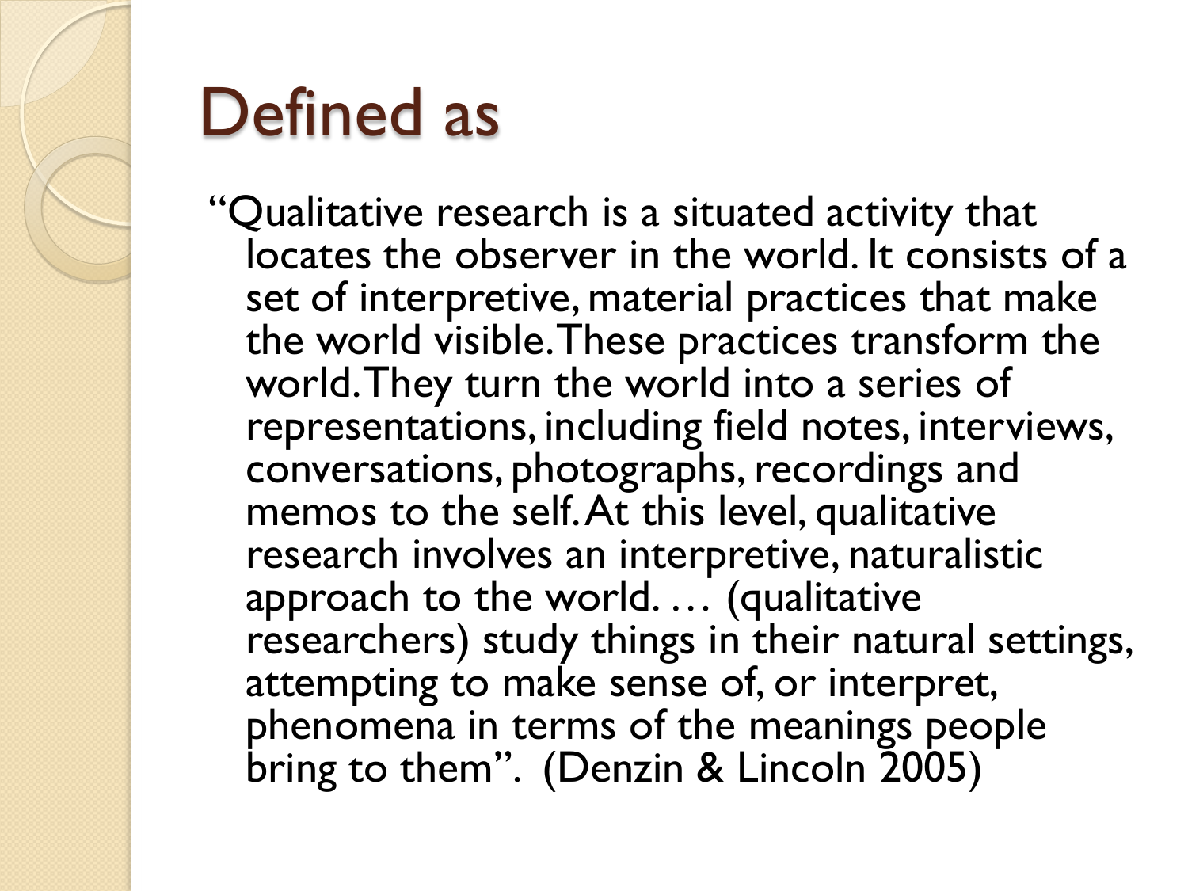# Defined as

"Qualitative research is a situated activity that locates the observer in the world. It consists of a set of interpretive, material practices that make the world visible. These practices transform the world. They turn the world into a series of representations, including field notes, interviews, conversations, photographs, recordings and memos to the self. At this level, qualitative research involves an interpretive, naturalistic approach to the world. … (qualitative researchers) study things in their natural settings, attempting to make sense of, or interpret, phenomena in terms of the meanings people bring to them". (Denzin & Lincoln 2005)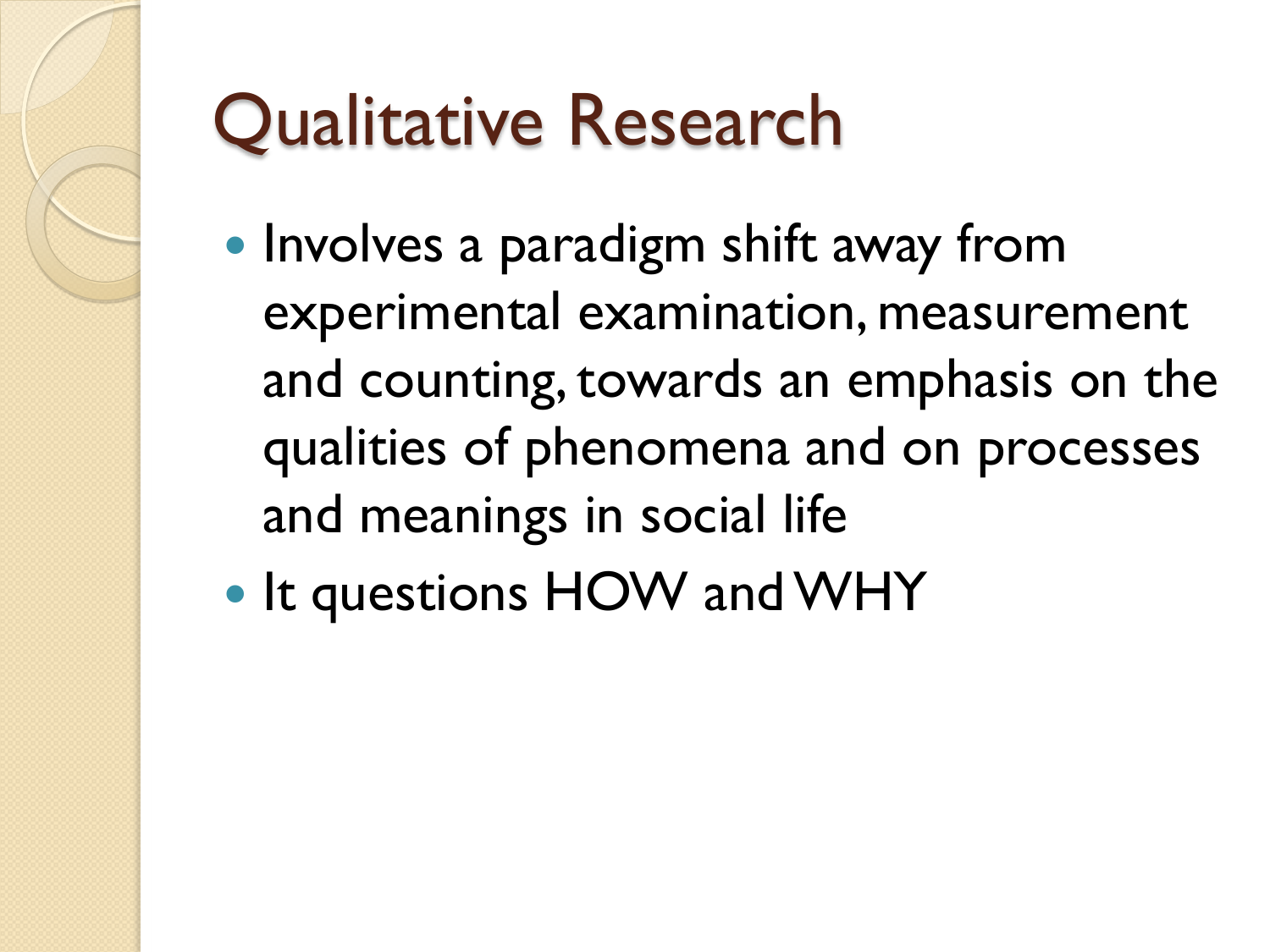# Qualitative Research

- Involves a paradigm shift away from experimental examination, measurement and counting, towards an emphasis on the qualities of phenomena and on processes and meanings in social life
- It questions HOW and WHY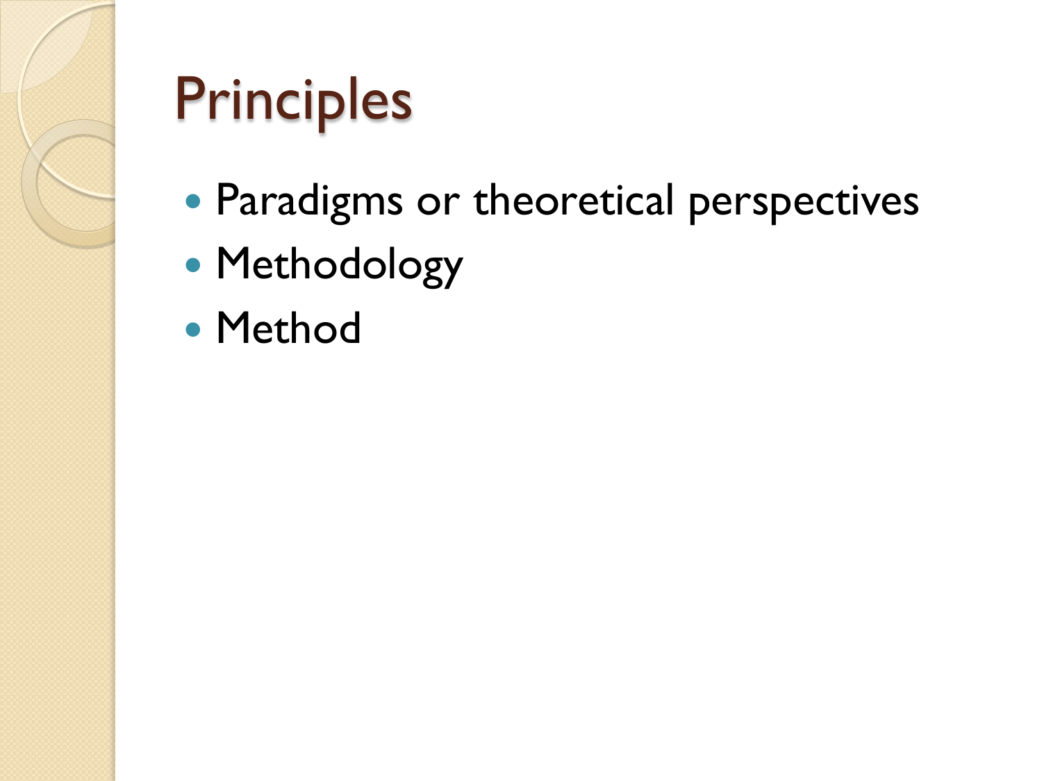# Principles

- Paradigms or theoretical perspectives
- Methodology
- Method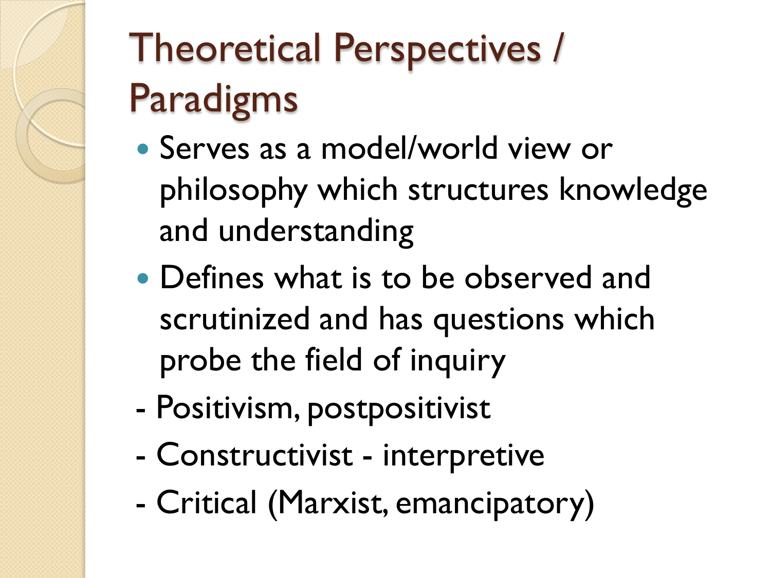# Theoretical Perspectives / Paradigms

- Serves as a model/world view or philosophy which structures knowledge and understanding
- Defines what is to be observed and scrutinized and has questions which probe the field of inquiry

- Positivism, postpositivist
- Constructivist - interpretive
- Critical (Marxist, emancipatory)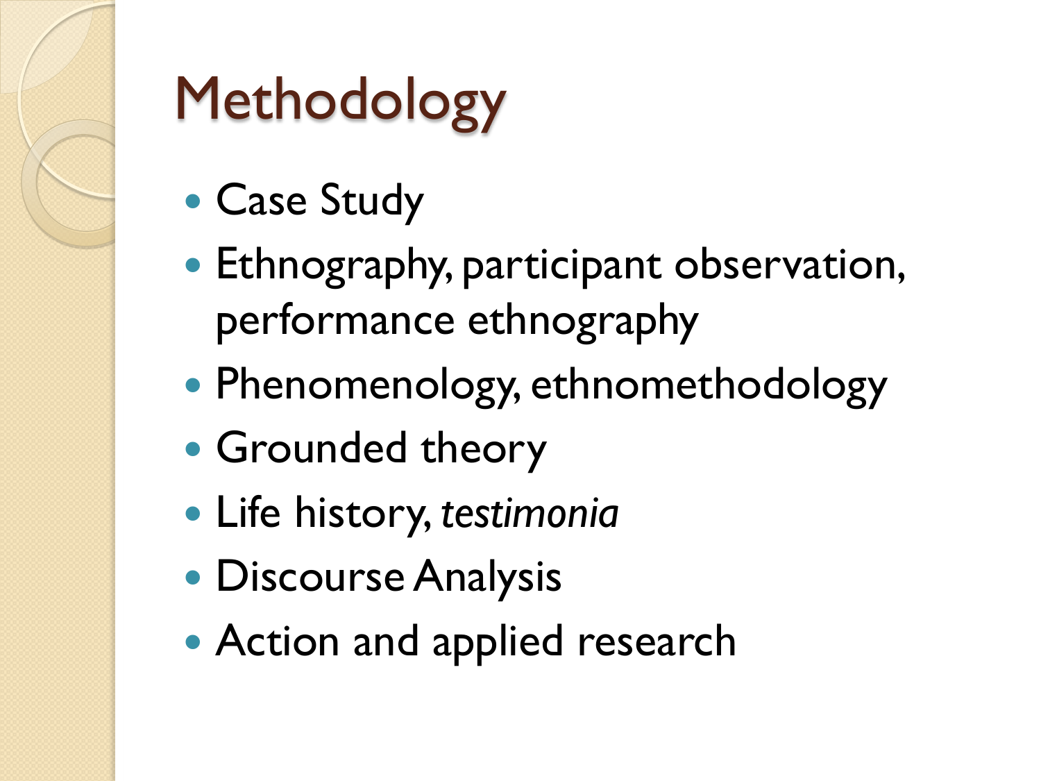# Methodology

- Case Study
- Ethnography, participant observation, performance ethnography
- Phenomenology, ethnomethodology
- Grounded theory
- Life history, *testimonia*
- Discourse Analysis
- Action and applied research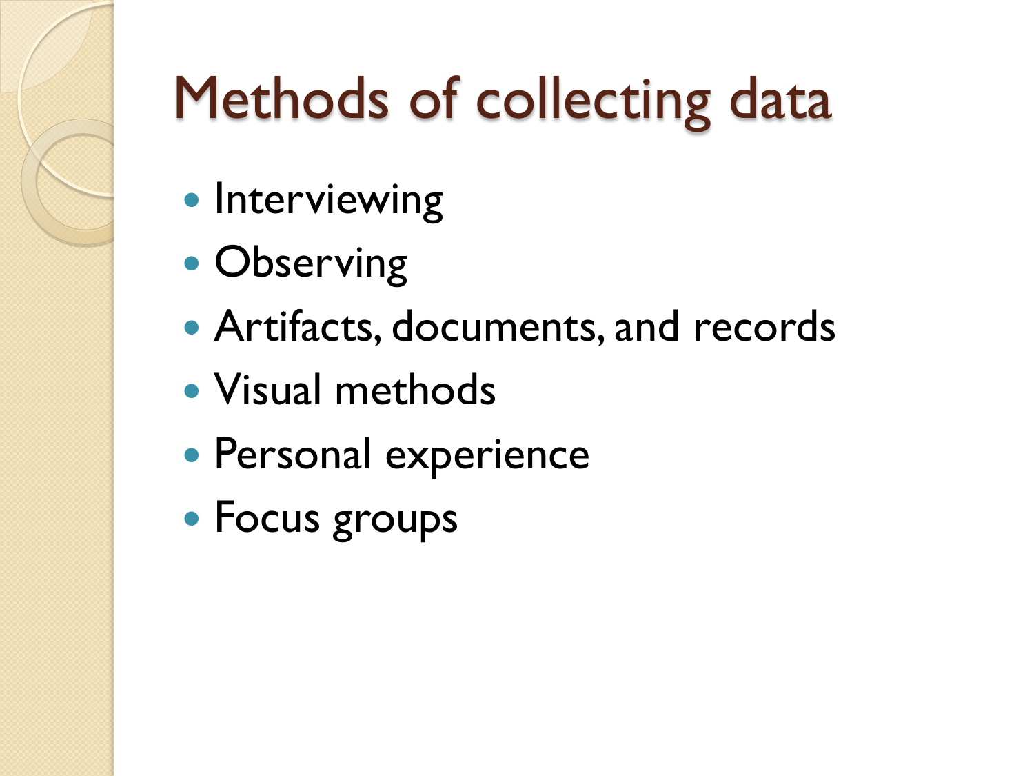# Methods of collecting data

- Interviewing
- Observing
- Artifacts, documents, and records
- Visual methods
- Personal experience
- Focus groups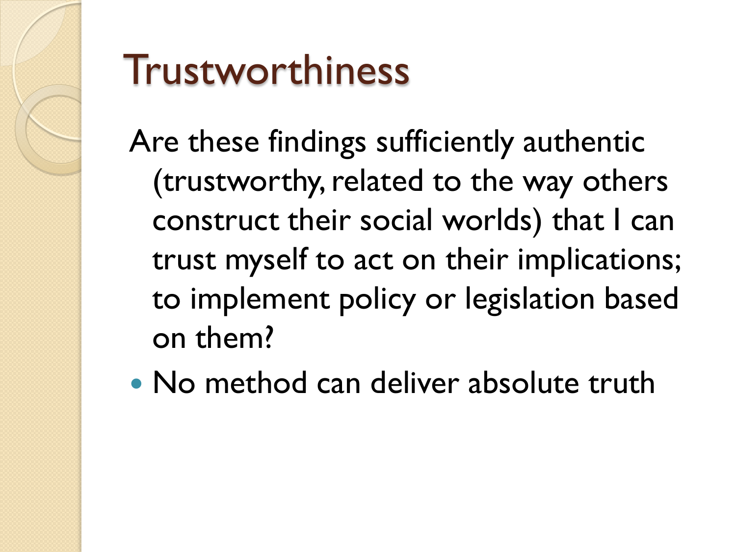# Trustworthiness

Are these findings sufficiently authentic (trustworthy, related to the way others construct their social worlds) that I can trust myself to act on their implications; to implement policy or legislation based on them?

- No method can deliver absolute truth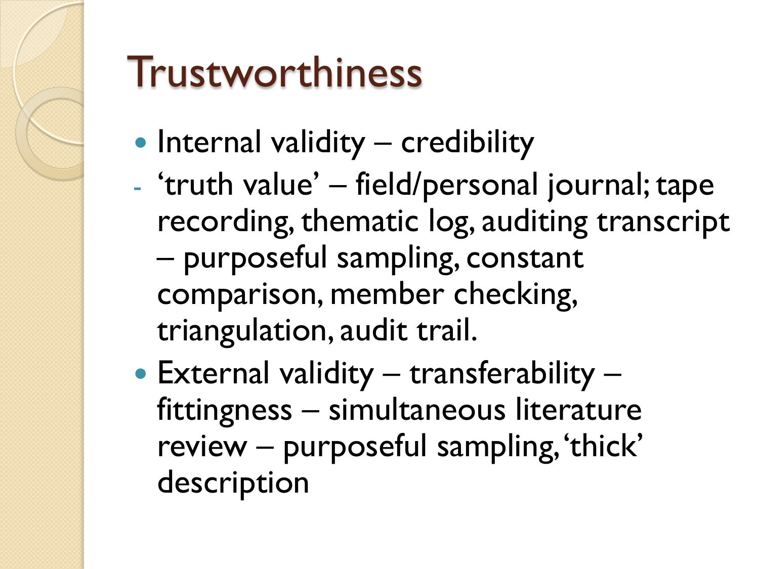# Trustworthiness

- Internal validity – credibility
  - ‘truth value’ – field/personal journal; tape recording, thematic log, auditing transcript – purposeful sampling, constant comparison, member checking, triangulation, audit trail.
- External validity – transferability – fittingness – simultaneous literature review – purposeful sampling, ‘thick’ description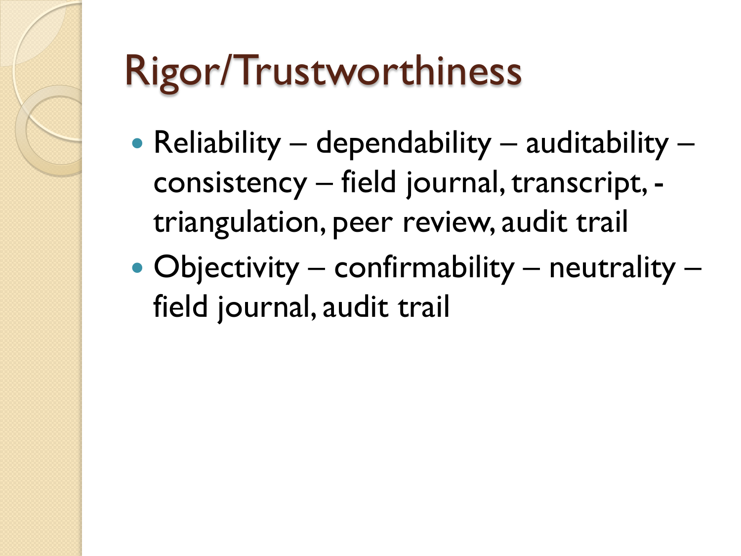# Rigor/Trustworthiness

- Reliability – dependability – auditability – consistency – field journal, transcript, - triangulation, peer review, audit trail
- Objectivity – confirmability – neutrality – field journal, audit trail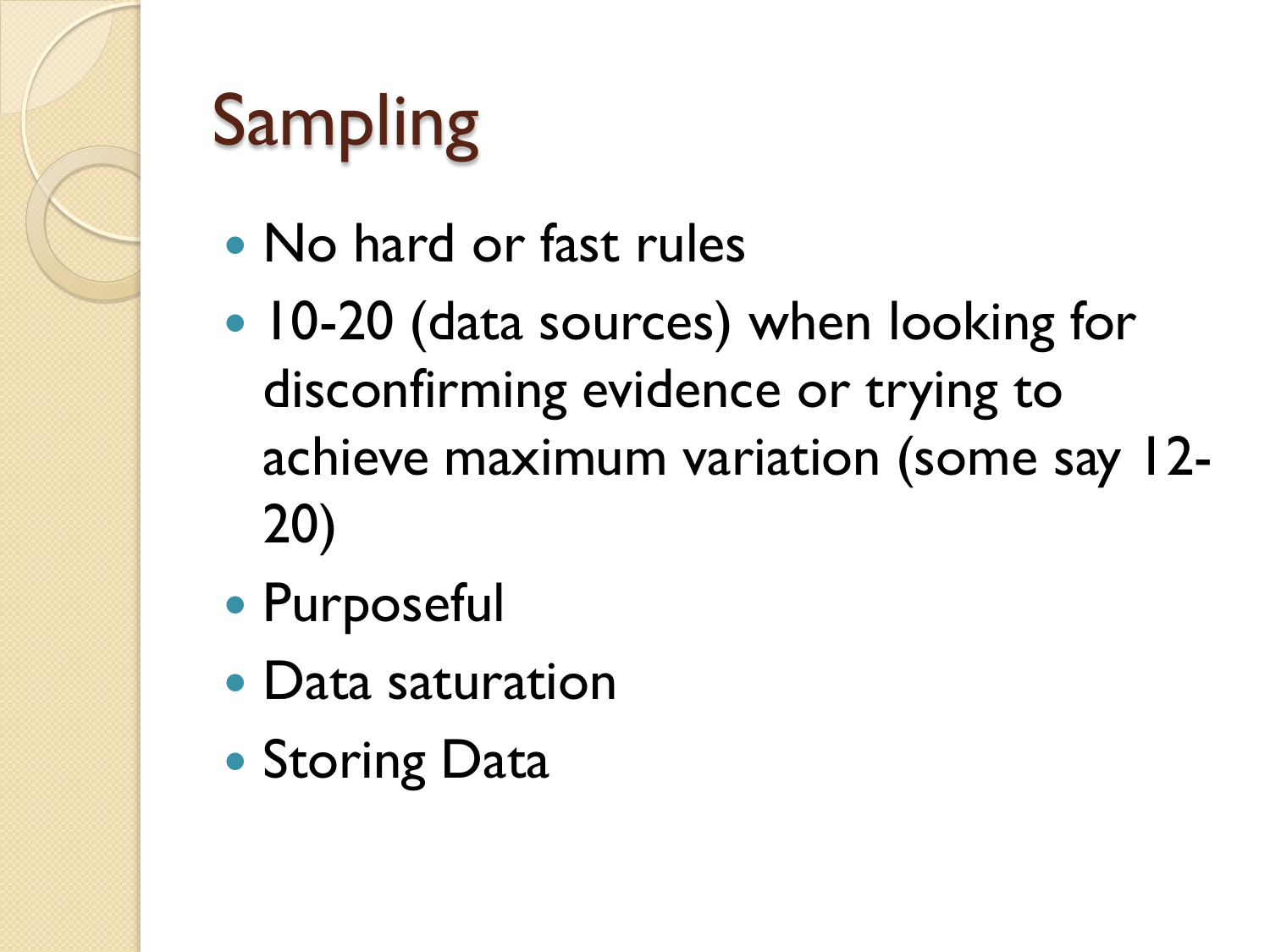# Sampling

- No hard or fast rules
- 10-20 (data sources) when looking for disconfirming evidence or trying to achieve maximum variation (some say 12-20)
- Purposeful
- Data saturation
- Storing Data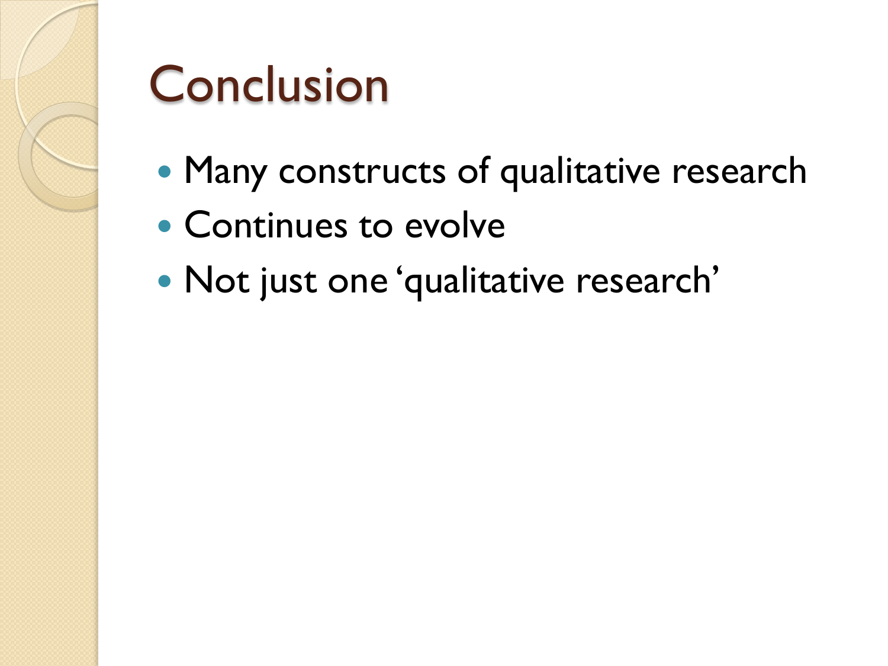# Conclusion

- Many constructs of qualitative research
- Continues to evolve
- Not just one 'qualitative research'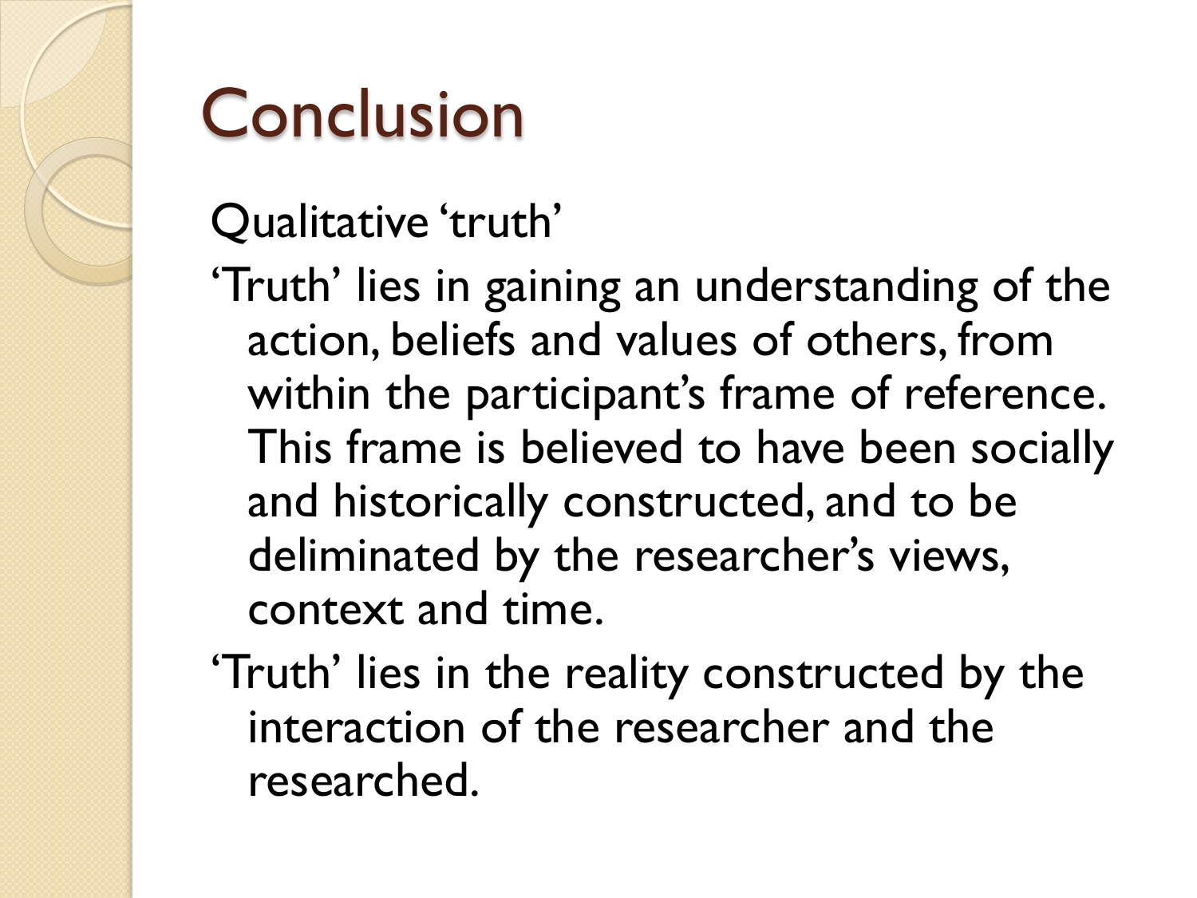# Conclusion

Qualitative 'truth'

'Truth' lies in gaining an understanding of the action, beliefs and values of others, from within the participant's frame of reference. This frame is believed to have been socially and historically constructed, and to be deliminated by the researcher's views, context and time.

'Truth' lies in the reality constructed by the interaction of the researcher and the researched.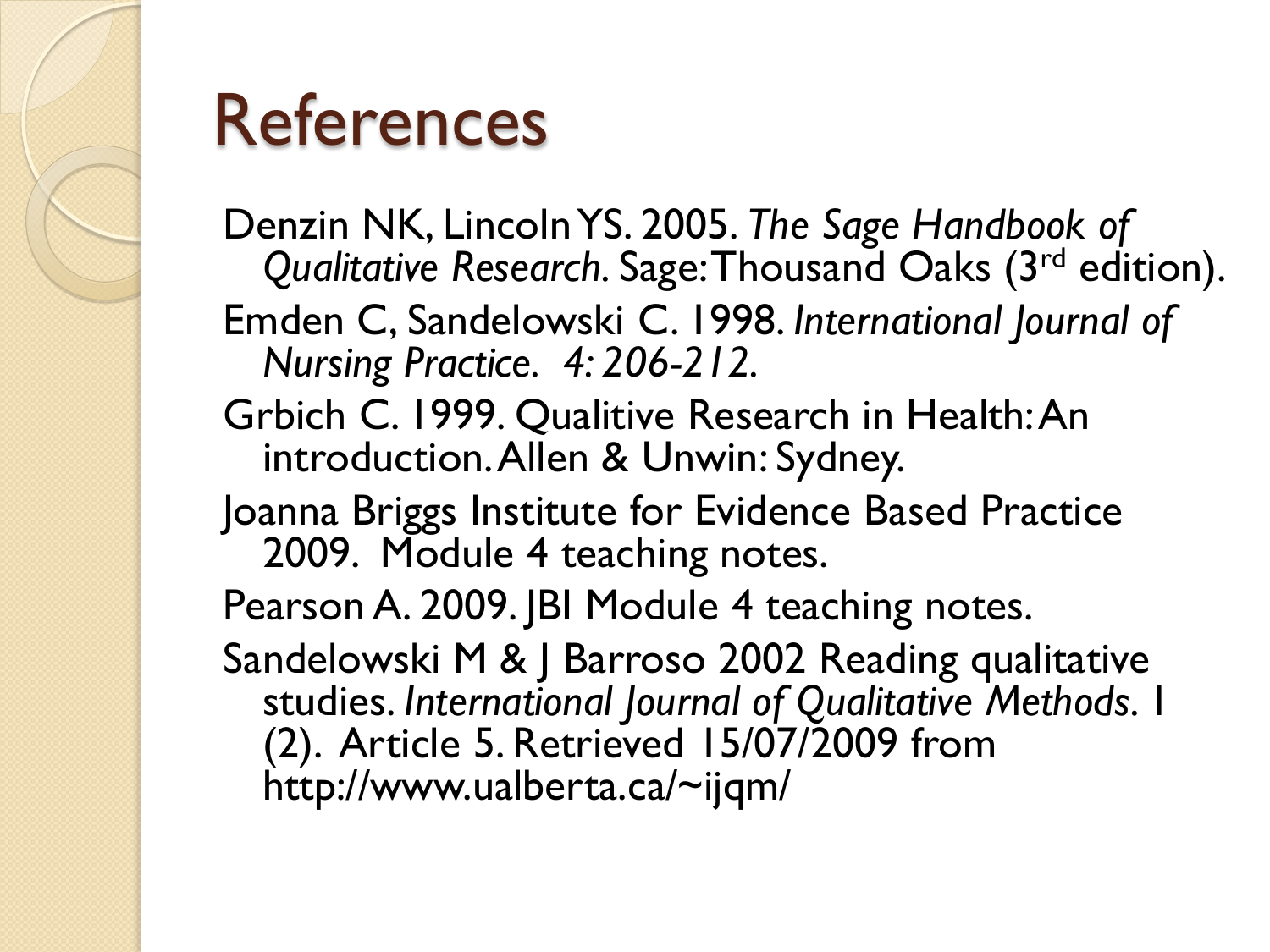# References

Denzin NK, Lincoln YS. 2005. *The Sage Handbook of Qualitative Research.* Sage: Thousand Oaks (3rd edition).

Emden C, Sandelowski C. 1998. *International Journal of Nursing Practice. 4: 206-212.*

Grbich C. 1999. Qualitive Research in Health: An introduction. Allen & Unwin: Sydney.

Joanna Briggs Institute for Evidence Based Practice 2009. Module 4 teaching notes.

Pearson A. 2009. JBI Module 4 teaching notes.

Sandelowski M & J Barroso 2002 Reading qualitative studies. *International Journal of Qualitative Methods.* 1 (2). Article 5. Retrieved 15/07/2009 from http://www.ualberta.ca/~ijqm/